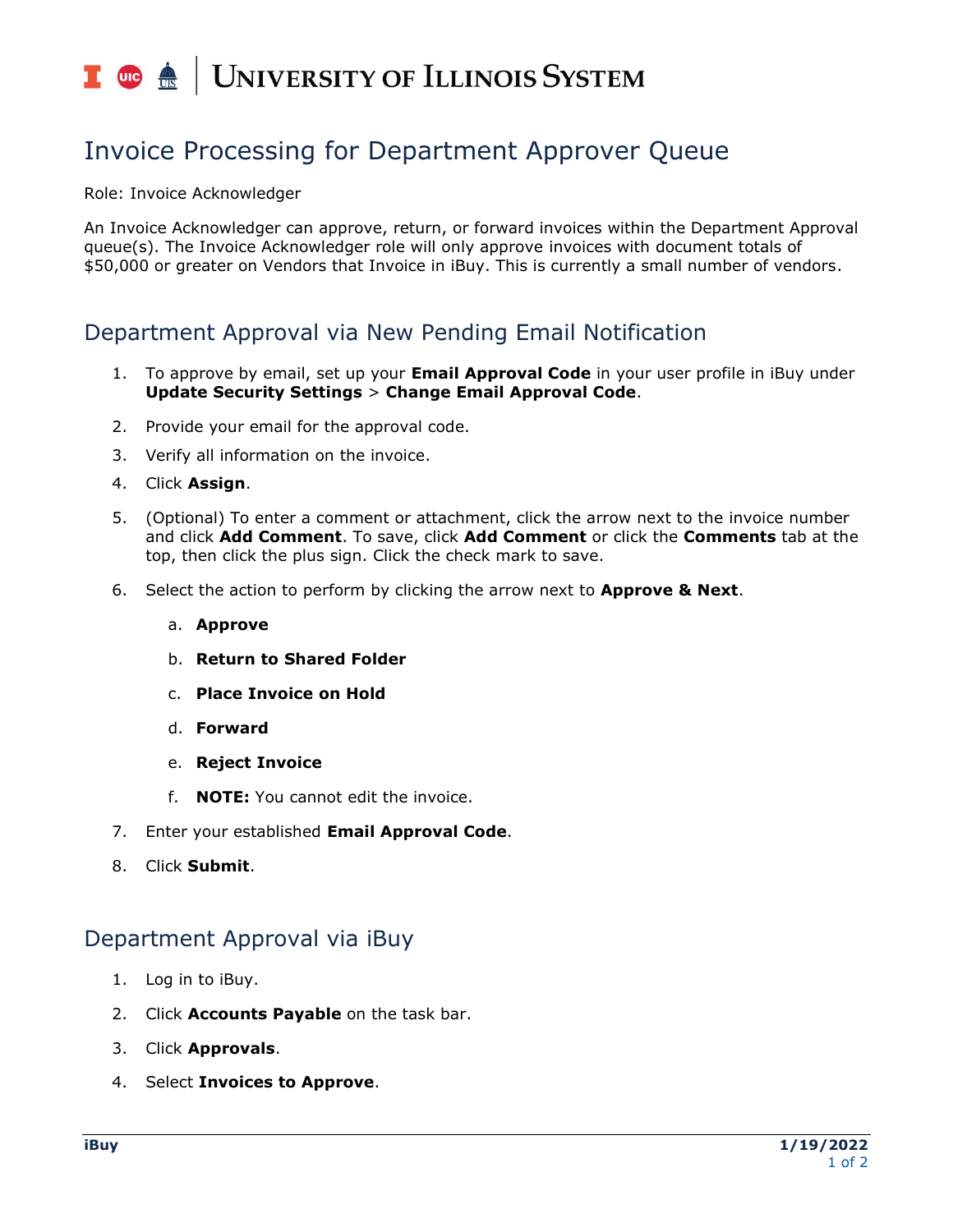# Invoice Processing for Department Approver Queue

Role: Invoice Acknowledger

An Invoice Acknowledger can approve, return, or forward invoices within the Department Approval queue(s). The Invoice Acknowledger role will only approve invoices with document totals of $50,000 or greater on Vendors that Invoice in iBuy. This is currently a small number of vendors.

## Department Approval via New Pending Email Notification

1. To approve by email, set up your **Email Approval Code** in your user profile in iBuy under **Update Security Settings** > **Change Email Approval Code**.
2. Provide your email for the approval code.
3. Verify all information on the invoice.
4. Click **Assign**.
5. (Optional) To enter a comment or attachment, click the arrow next to the invoice number and click **Add Comment**. To save, click **Add Comment** or click the **Comments** tab at the top, then click the plus sign. Click the check mark to save.
6. Select the action to perform by clicking the arrow next to **Approve & Next**.
    a. **Approve**
    b. **Return to Shared Folder**
    c. **Place Invoice on Hold**
    d. **Forward**
    e. **Reject Invoice**
    f. **NOTE:** You cannot edit the invoice.
7. Enter your established **Email Approval Code**.
8. Click **Submit**.

## Department Approval via iBuy

1. Log in to iBuy.
2. Click **Accounts Payable** on the task bar.
3. Click **Approvals**.
4. Select **Invoices to Approve**.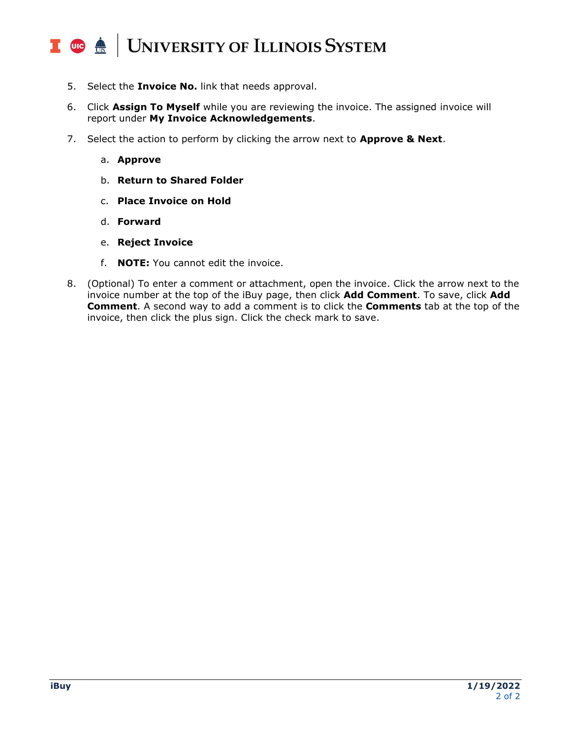5. Select the **Invoice No.** link that needs approval.

6. Click **Assign To Myself** while you are reviewing the invoice. The assigned invoice will report under **My Invoice Acknowledgements**.

7. Select the action to perform by clicking the arrow next to **Approve & Next**.

   a. **Approve**

   b. **Return to Shared Folder**

   c. **Place Invoice on Hold**

   d. **Forward**

   e. **Reject Invoice**

   f. **NOTE:** You cannot edit the invoice.

8. (Optional) To enter a comment or attachment, open the invoice. Click the arrow next to the invoice number at the top of the iBuy page, then click **Add Comment**. To save, click **Add Comment**. A second way to add a comment is to click the **Comments** tab at the top of the invoice, then click the plus sign. Click the check mark to save.